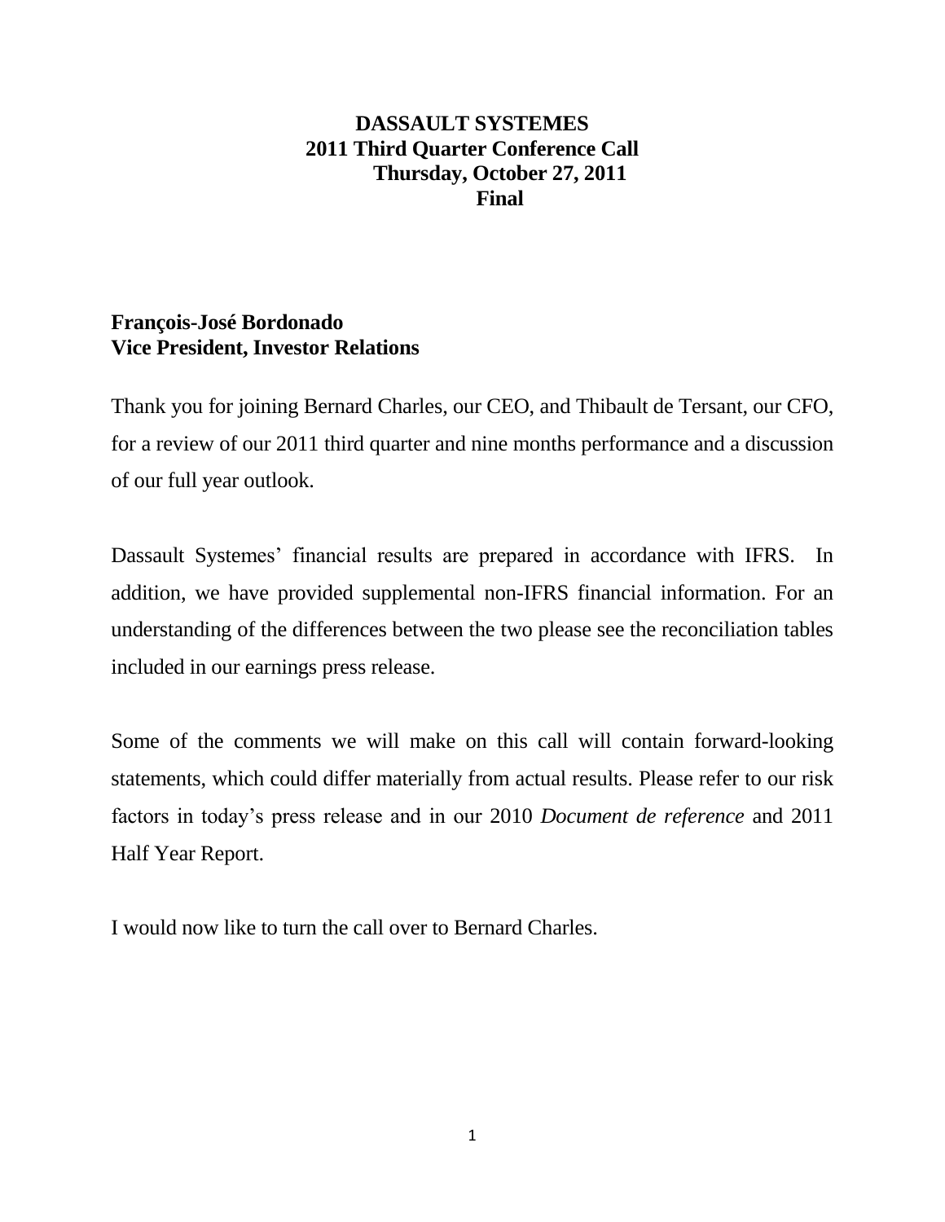# DASSAULT SYSTEMES
## 2011 Third Quarter Conference Call
### Thursday, October 27, 2011
### Final

**François-José Bordonado**
**Vice President, Investor Relations**

Thank you for joining Bernard Charles, our CEO, and Thibault de Tersant, our CFO, for a review of our 2011 third quarter and nine months performance and a discussion of our full year outlook.

Dassault Systemes' financial results are prepared in accordance with IFRS. In addition, we have provided supplemental non-IFRS financial information. For an understanding of the differences between the two please see the reconciliation tables included in our earnings press release.

Some of the comments we will make on this call will contain forward-looking statements, which could differ materially from actual results. Please refer to our risk factors in today's press release and in our 2010 *Document de reference* and 2011 Half Year Report.

I would now like to turn the call over to Bernard Charles.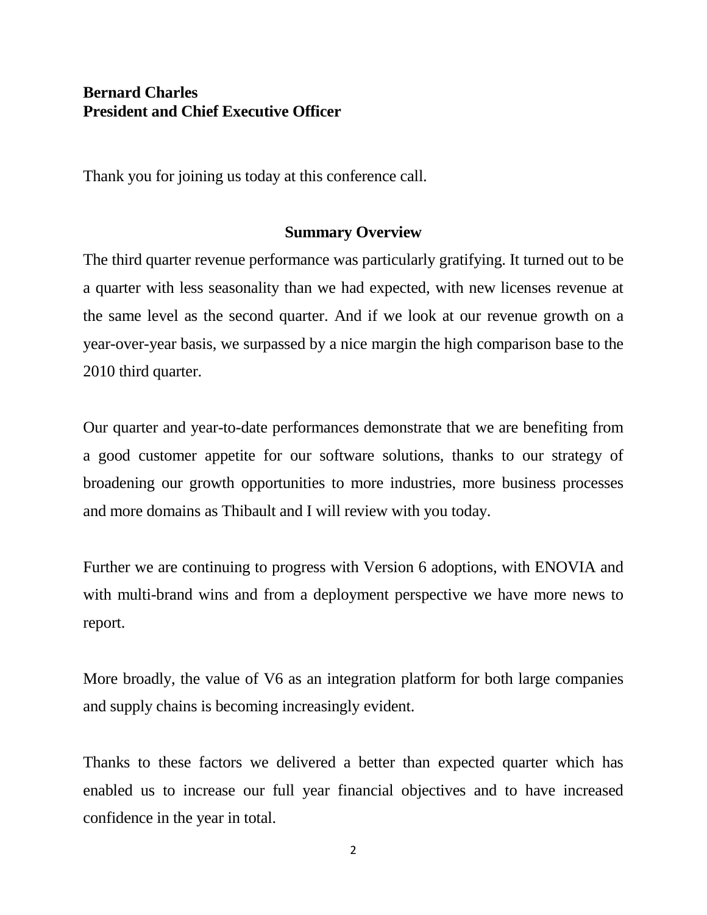**Bernard Charles**
**President and Chief Executive Officer**

Thank you for joining us today at this conference call.

## Summary Overview

The third quarter revenue performance was particularly gratifying. It turned out to be a quarter with less seasonality than we had expected, with new licenses revenue at the same level as the second quarter. And if we look at our revenue growth on a year-over-year basis, we surpassed by a nice margin the high comparison base to the 2010 third quarter.

Our quarter and year-to-date performances demonstrate that we are benefiting from a good customer appetite for our software solutions, thanks to our strategy of broadening our growth opportunities to more industries, more business processes and more domains as Thibault and I will review with you today.

Further we are continuing to progress with Version 6 adoptions, with ENOVIA and with multi-brand wins and from a deployment perspective we have more news to report.

More broadly, the value of V6 as an integration platform for both large companies and supply chains is becoming increasingly evident.

Thanks to these factors we delivered a better than expected quarter which has enabled us to increase our full year financial objectives and to have increased confidence in the year in total.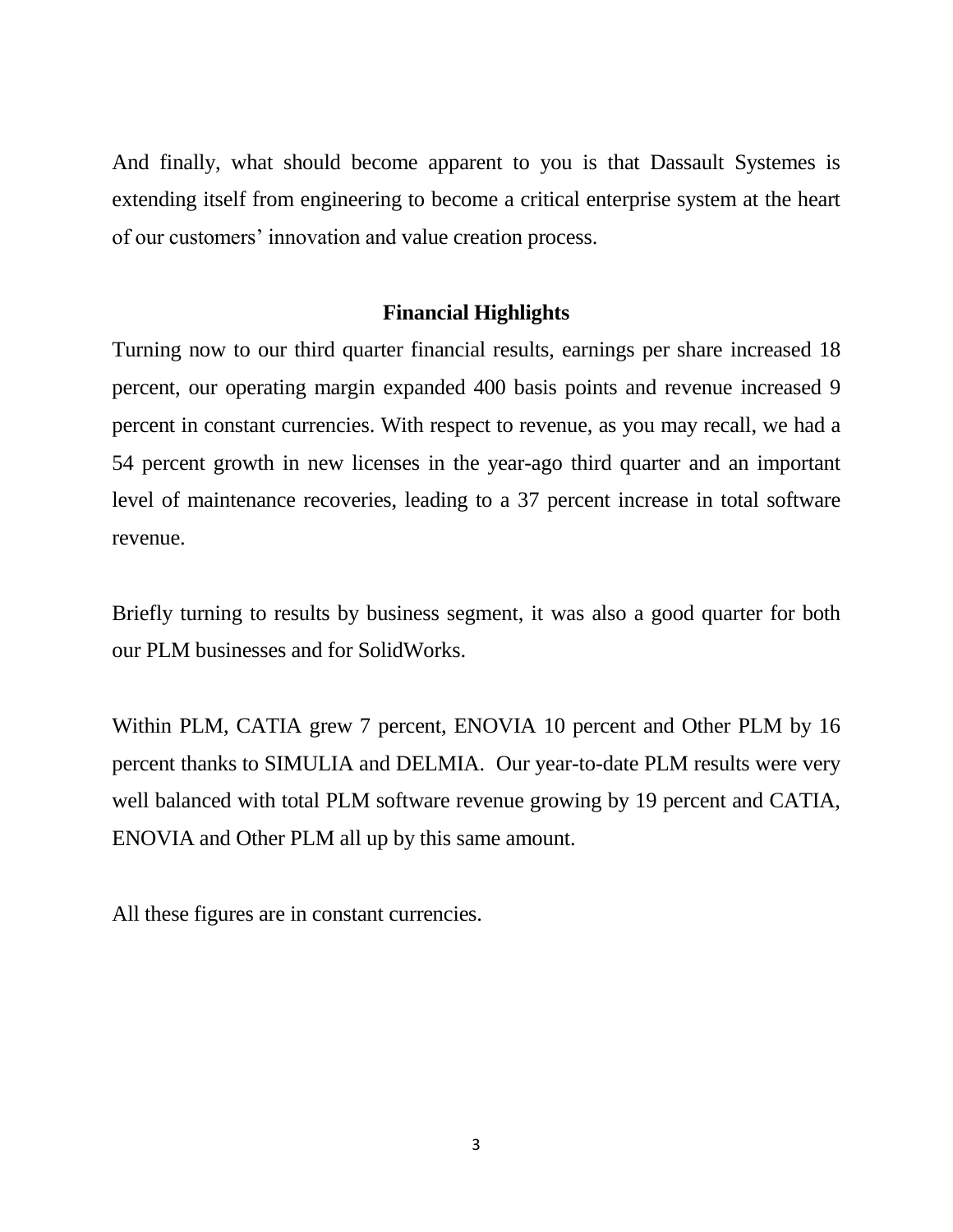And finally, what should become apparent to you is that Dassault Systemes is extending itself from engineering to become a critical enterprise system at the heart of our customers' innovation and value creation process.

## Financial Highlights

Turning now to our third quarter financial results, earnings per share increased 18 percent, our operating margin expanded 400 basis points and revenue increased 9 percent in constant currencies. With respect to revenue, as you may recall, we had a 54 percent growth in new licenses in the year-ago third quarter and an important level of maintenance recoveries, leading to a 37 percent increase in total software revenue.

Briefly turning to results by business segment, it was also a good quarter for both our PLM businesses and for SolidWorks.

Within PLM, CATIA grew 7 percent, ENOVIA 10 percent and Other PLM by 16 percent thanks to SIMULIA and DELMIA. Our year-to-date PLM results were very well balanced with total PLM software revenue growing by 19 percent and CATIA, ENOVIA and Other PLM all up by this same amount.

All these figures are in constant currencies.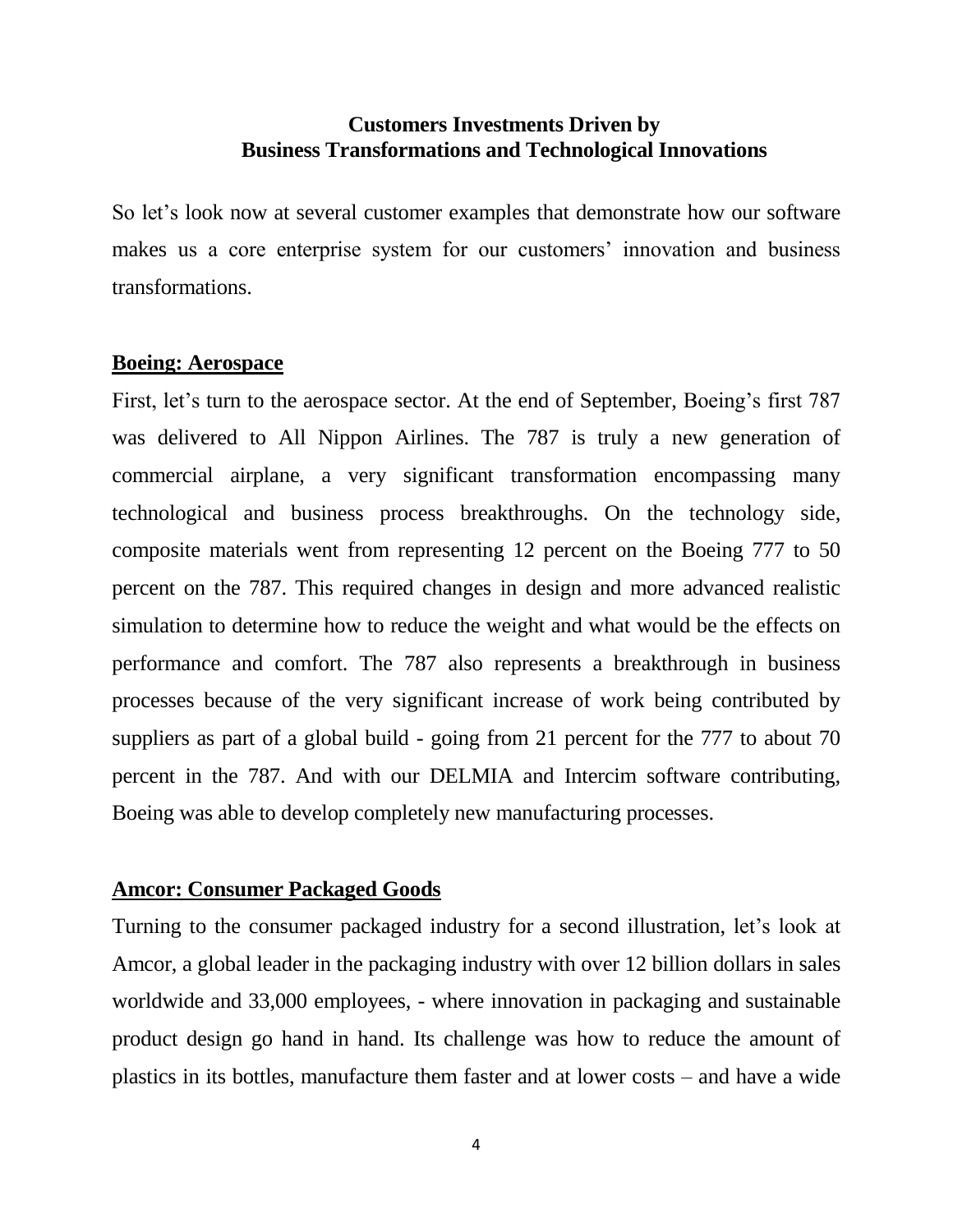**Customers Investments Driven by**
**Business Transformations and Technological Innovations**

So let's look now at several customer examples that demonstrate how our software makes us a core enterprise system for our customers' innovation and business transformations.

**Boeing: Aerospace**

First, let's turn to the aerospace sector. At the end of September, Boeing's first 787 was delivered to All Nippon Airlines. The 787 is truly a new generation of commercial airplane, a very significant transformation encompassing many technological and business process breakthroughs. On the technology side, composite materials went from representing 12 percent on the Boeing 777 to 50 percent on the 787. This required changes in design and more advanced realistic simulation to determine how to reduce the weight and what would be the effects on performance and comfort. The 787 also represents a breakthrough in business processes because of the very significant increase of work being contributed by suppliers as part of a global build - going from 21 percent for the 777 to about 70 percent in the 787. And with our DELMIA and Intercim software contributing, Boeing was able to develop completely new manufacturing processes.

**Amcor: Consumer Packaged Goods**

Turning to the consumer packaged industry for a second illustration, let's look at Amcor, a global leader in the packaging industry with over 12 billion dollars in sales worldwide and 33,000 employees, - where innovation in packaging and sustainable product design go hand in hand. Its challenge was how to reduce the amount of plastics in its bottles, manufacture them faster and at lower costs – and have a wide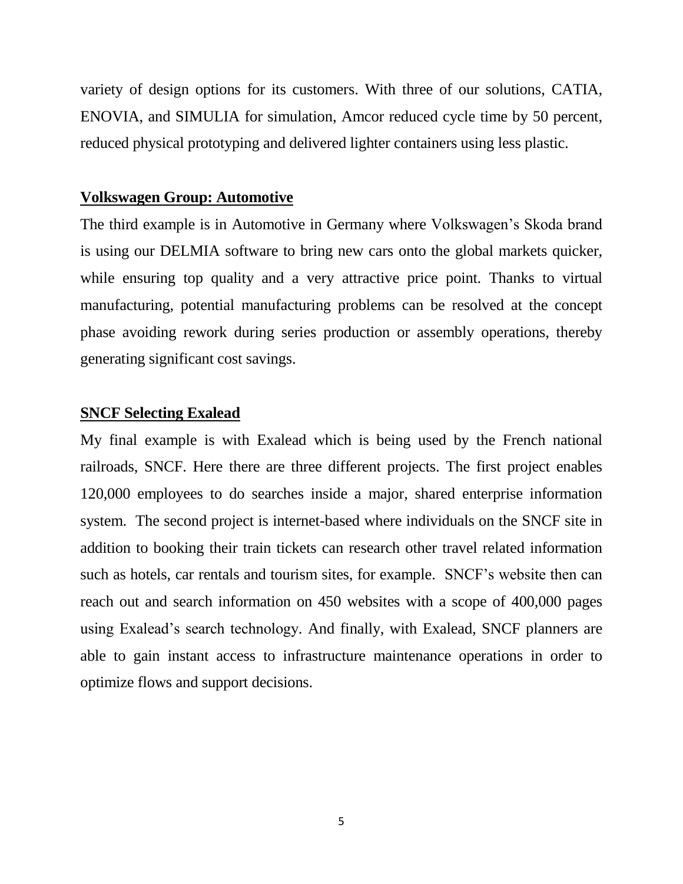variety of design options for its customers. With three of our solutions, CATIA, ENOVIA, and SIMULIA for simulation, Amcor reduced cycle time by 50 percent, reduced physical prototyping and delivered lighter containers using less plastic.

**Volkswagen Group: Automotive**

The third example is in Automotive in Germany where Volkswagen's Skoda brand is using our DELMIA software to bring new cars onto the global markets quicker, while ensuring top quality and a very attractive price point. Thanks to virtual manufacturing, potential manufacturing problems can be resolved at the concept phase avoiding rework during series production or assembly operations, thereby generating significant cost savings.

**SNCF Selecting Exalead**

My final example is with Exalead which is being used by the French national railroads, SNCF. Here there are three different projects. The first project enables 120,000 employees to do searches inside a major, shared enterprise information system. The second project is internet-based where individuals on the SNCF site in addition to booking their train tickets can research other travel related information such as hotels, car rentals and tourism sites, for example. SNCF's website then can reach out and search information on 450 websites with a scope of 400,000 pages using Exalead's search technology. And finally, with Exalead, SNCF planners are able to gain instant access to infrastructure maintenance operations in order to optimize flows and support decisions.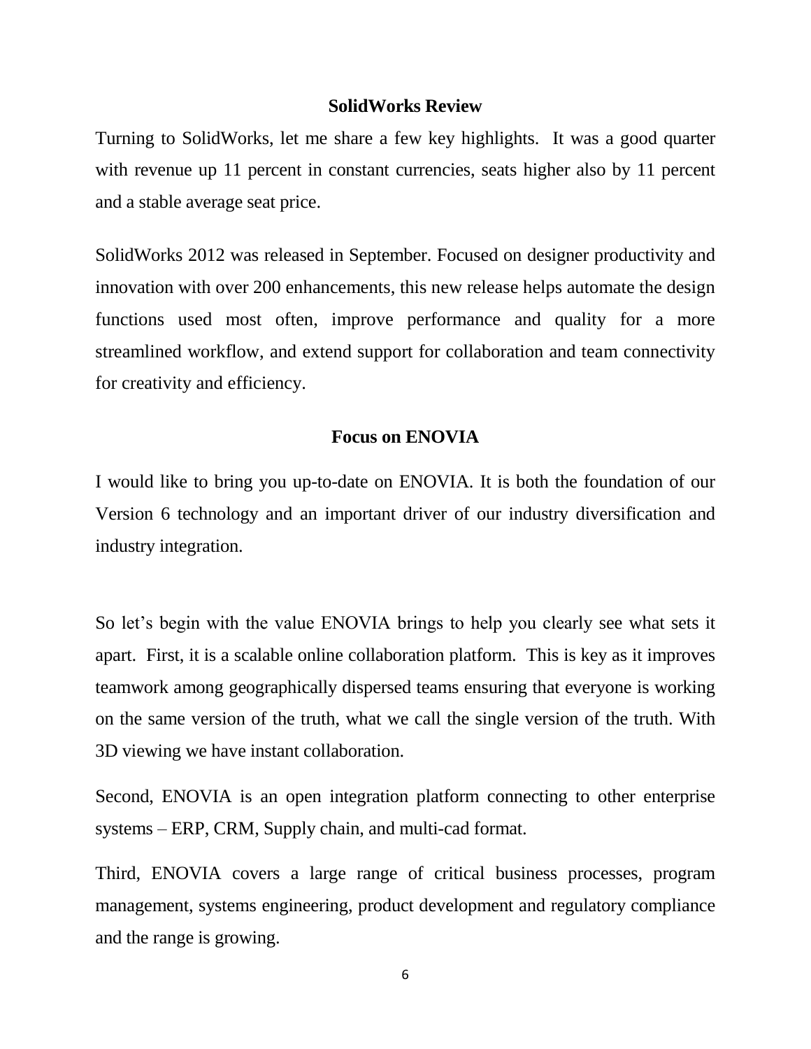## SolidWorks Review

Turning to SolidWorks, let me share a few key highlights. It was a good quarter with revenue up 11 percent in constant currencies, seats higher also by 11 percent and a stable average seat price.

SolidWorks 2012 was released in September. Focused on designer productivity and innovation with over 200 enhancements, this new release helps automate the design functions used most often, improve performance and quality for a more streamlined workflow, and extend support for collaboration and team connectivity for creativity and efficiency.

## Focus on ENOVIA

I would like to bring you up-to-date on ENOVIA. It is both the foundation of our Version 6 technology and an important driver of our industry diversification and industry integration.

So let's begin with the value ENOVIA brings to help you clearly see what sets it apart. First, it is a scalable online collaboration platform. This is key as it improves teamwork among geographically dispersed teams ensuring that everyone is working on the same version of the truth, what we call the single version of the truth. With 3D viewing we have instant collaboration.

Second, ENOVIA is an open integration platform connecting to other enterprise systems – ERP, CRM, Supply chain, and multi-cad format.

Third, ENOVIA covers a large range of critical business processes, program management, systems engineering, product development and regulatory compliance and the range is growing.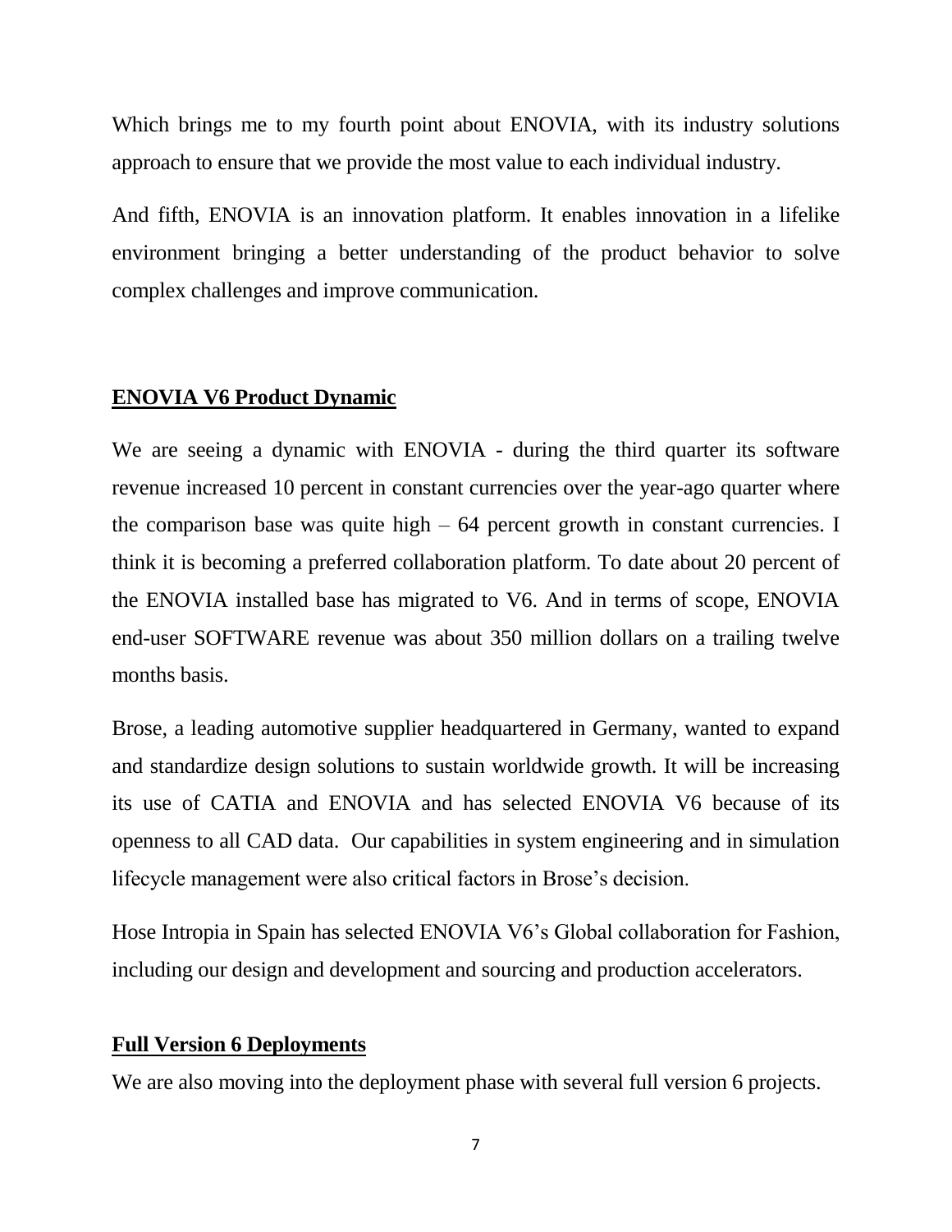Which brings me to my fourth point about ENOVIA, with its industry solutions approach to ensure that we provide the most value to each individual industry.

And fifth, ENOVIA is an innovation platform. It enables innovation in a lifelike environment bringing a better understanding of the product behavior to solve complex challenges and improve communication.

## ENOVIA V6 Product Dynamic

We are seeing a dynamic with ENOVIA - during the third quarter its software revenue increased 10 percent in constant currencies over the year-ago quarter where the comparison base was quite high – 64 percent growth in constant currencies. I think it is becoming a preferred collaboration platform. To date about 20 percent of the ENOVIA installed base has migrated to V6. And in terms of scope, ENOVIA end-user SOFTWARE revenue was about 350 million dollars on a trailing twelve months basis.

Brose, a leading automotive supplier headquartered in Germany, wanted to expand and standardize design solutions to sustain worldwide growth. It will be increasing its use of CATIA and ENOVIA and has selected ENOVIA V6 because of its openness to all CAD data. Our capabilities in system engineering and in simulation lifecycle management were also critical factors in Brose's decision.

Hose Intropia in Spain has selected ENOVIA V6's Global collaboration for Fashion, including our design and development and sourcing and production accelerators.

## Full Version 6 Deployments

We are also moving into the deployment phase with several full version 6 projects.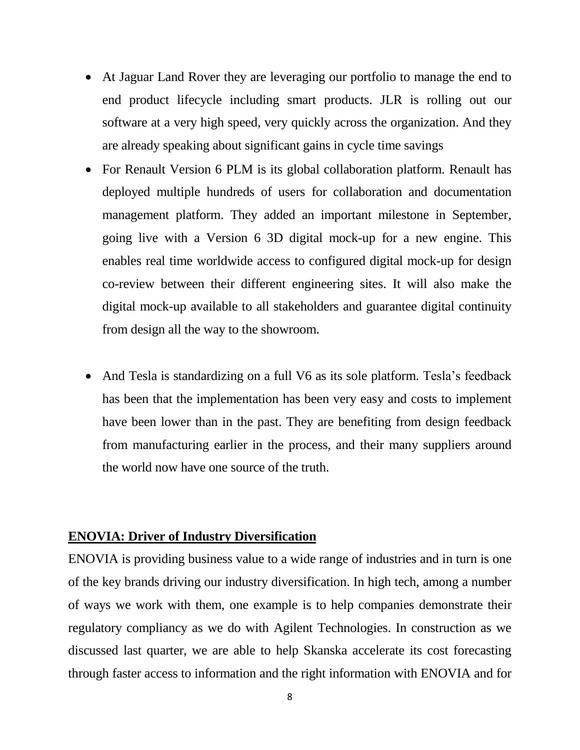- At Jaguar Land Rover they are leveraging our portfolio to manage the end to end product lifecycle including smart products. JLR is rolling out our software at a very high speed, very quickly across the organization. And they are already speaking about significant gains in cycle time savings
- For Renault Version 6 PLM is its global collaboration platform. Renault has deployed multiple hundreds of users for collaboration and documentation management platform. They added an important milestone in September, going live with a Version 6 3D digital mock-up for a new engine. This enables real time worldwide access to configured digital mock-up for design co-review between their different engineering sites. It will also make the digital mock-up available to all stakeholders and guarantee digital continuity from design all the way to the showroom.

- And Tesla is standardizing on a full V6 as its sole platform. Tesla's feedback has been that the implementation has been very easy and costs to implement have been lower than in the past. They are benefiting from design feedback from manufacturing earlier in the process, and their many suppliers around the world now have one source of the truth.

**ENOVIA: Driver of Industry Diversification**

ENOVIA is providing business value to a wide range of industries and in turn is one of the key brands driving our industry diversification. In high tech, among a number of ways we work with them, one example is to help companies demonstrate their regulatory compliancy as we do with Agilent Technologies. In construction as we discussed last quarter, we are able to help Skanska accelerate its cost forecasting through faster access to information and the right information with ENOVIA and for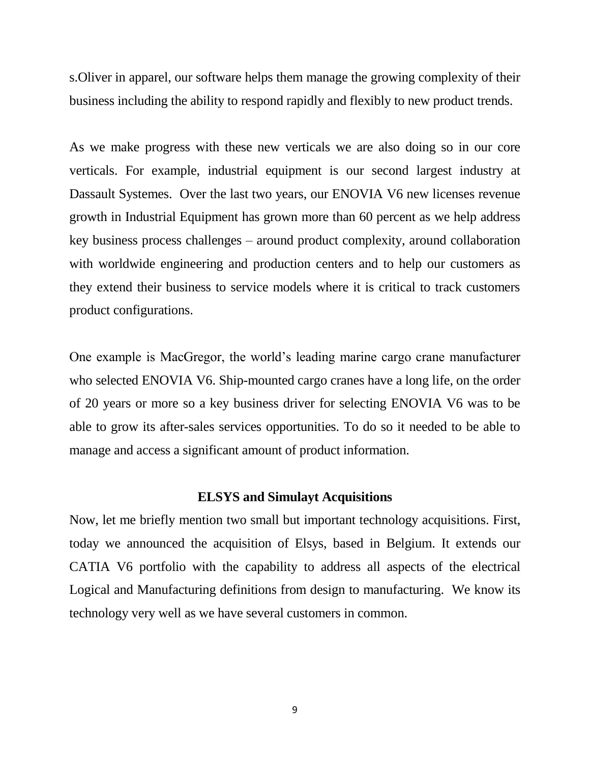s.Oliver in apparel, our software helps them manage the growing complexity of their business including the ability to respond rapidly and flexibly to new product trends.

As we make progress with these new verticals we are also doing so in our core verticals. For example, industrial equipment is our second largest industry at Dassault Systemes. Over the last two years, our ENOVIA V6 new licenses revenue growth in Industrial Equipment has grown more than 60 percent as we help address key business process challenges – around product complexity, around collaboration with worldwide engineering and production centers and to help our customers as they extend their business to service models where it is critical to track customers product configurations.

One example is MacGregor, the world's leading marine cargo crane manufacturer who selected ENOVIA V6. Ship-mounted cargo cranes have a long life, on the order of 20 years or more so a key business driver for selecting ENOVIA V6 was to be able to grow its after-sales services opportunities. To do so it needed to be able to manage and access a significant amount of product information.

**ELSYS and Simulayt Acquisitions**

Now, let me briefly mention two small but important technology acquisitions. First, today we announced the acquisition of Elsys, based in Belgium. It extends our CATIA V6 portfolio with the capability to address all aspects of the electrical Logical and Manufacturing definitions from design to manufacturing. We know its technology very well as we have several customers in common.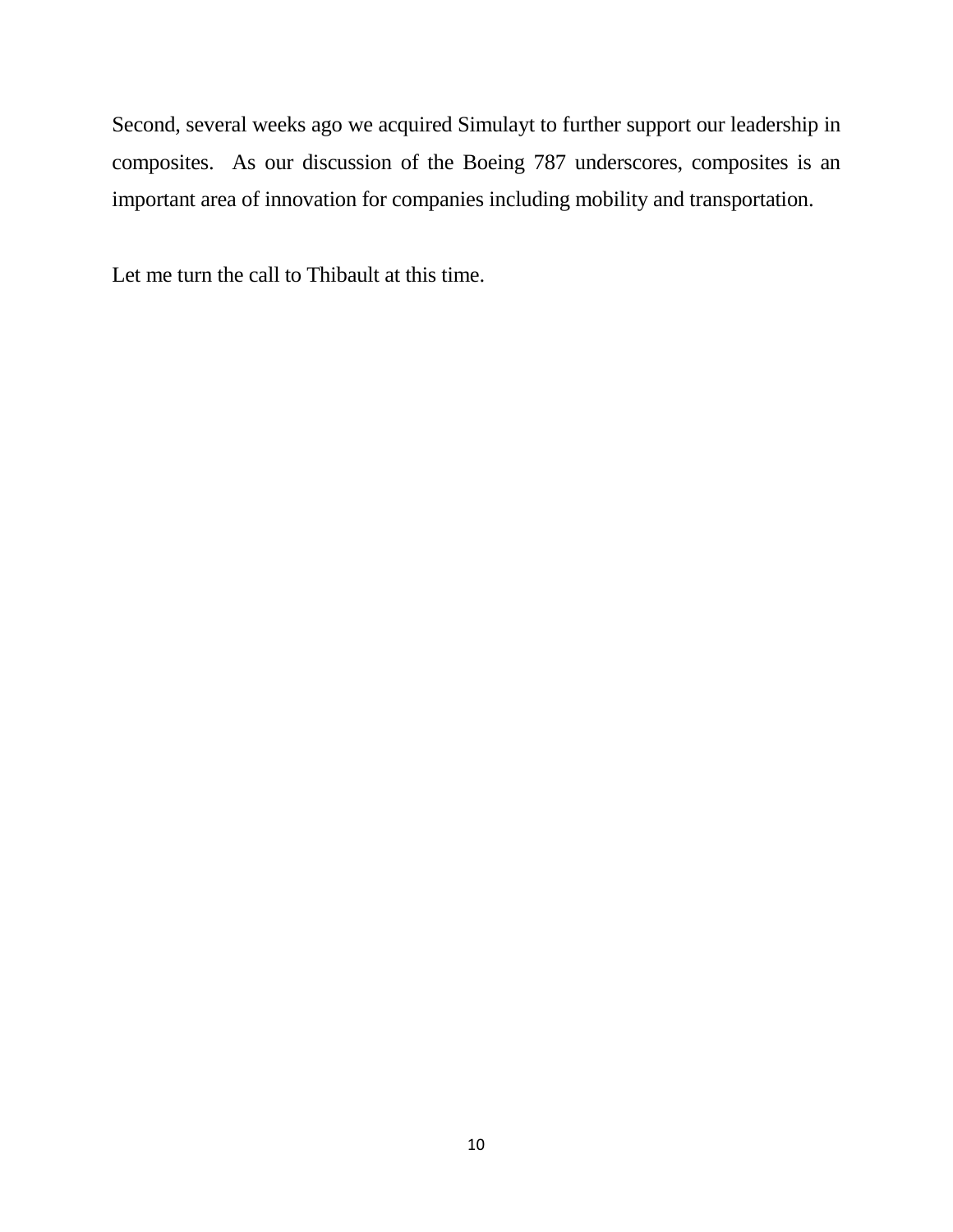Second, several weeks ago we acquired Simulayt to further support our leadership in composites. As our discussion of the Boeing 787 underscores, composites is an important area of innovation for companies including mobility and transportation.

Let me turn the call to Thibault at this time.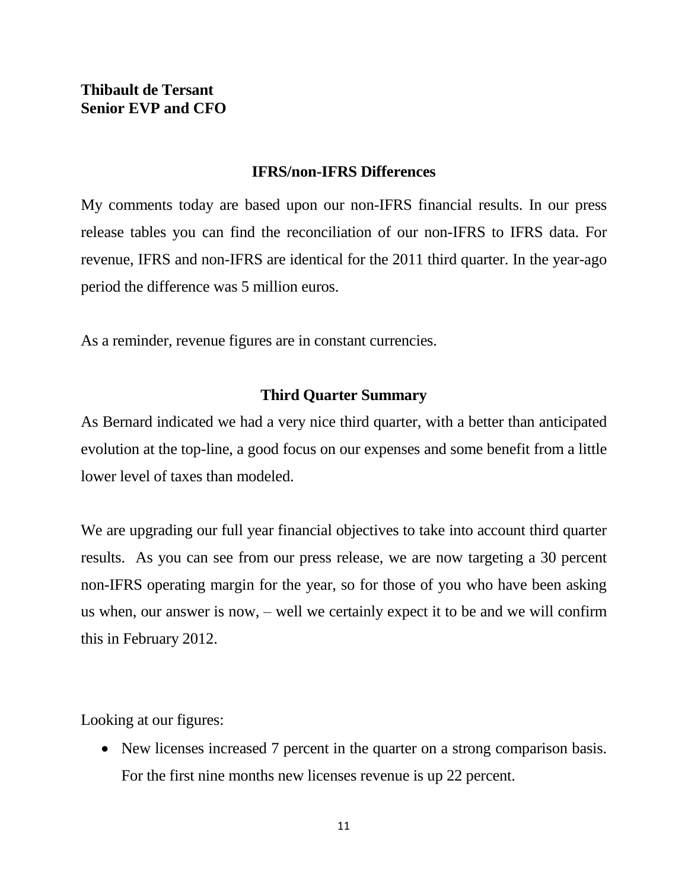**Thibault de Tersant**
**Senior EVP and CFO**

## IFRS/non-IFRS Differences

My comments today are based upon our non-IFRS financial results. In our press release tables you can find the reconciliation of our non-IFRS to IFRS data. For revenue, IFRS and non-IFRS are identical for the 2011 third quarter. In the year-ago period the difference was 5 million euros.

As a reminder, revenue figures are in constant currencies.

## Third Quarter Summary

As Bernard indicated we had a very nice third quarter, with a better than anticipated evolution at the top-line, a good focus on our expenses and some benefit from a little lower level of taxes than modeled.

We are upgrading our full year financial objectives to take into account third quarter results. As you can see from our press release, we are now targeting a 30 percent non-IFRS operating margin for the year, so for those of you who have been asking us when, our answer is now, – well we certainly expect it to be and we will confirm this in February 2012.

Looking at our figures:

- New licenses increased 7 percent in the quarter on a strong comparison basis. For the first nine months new licenses revenue is up 22 percent.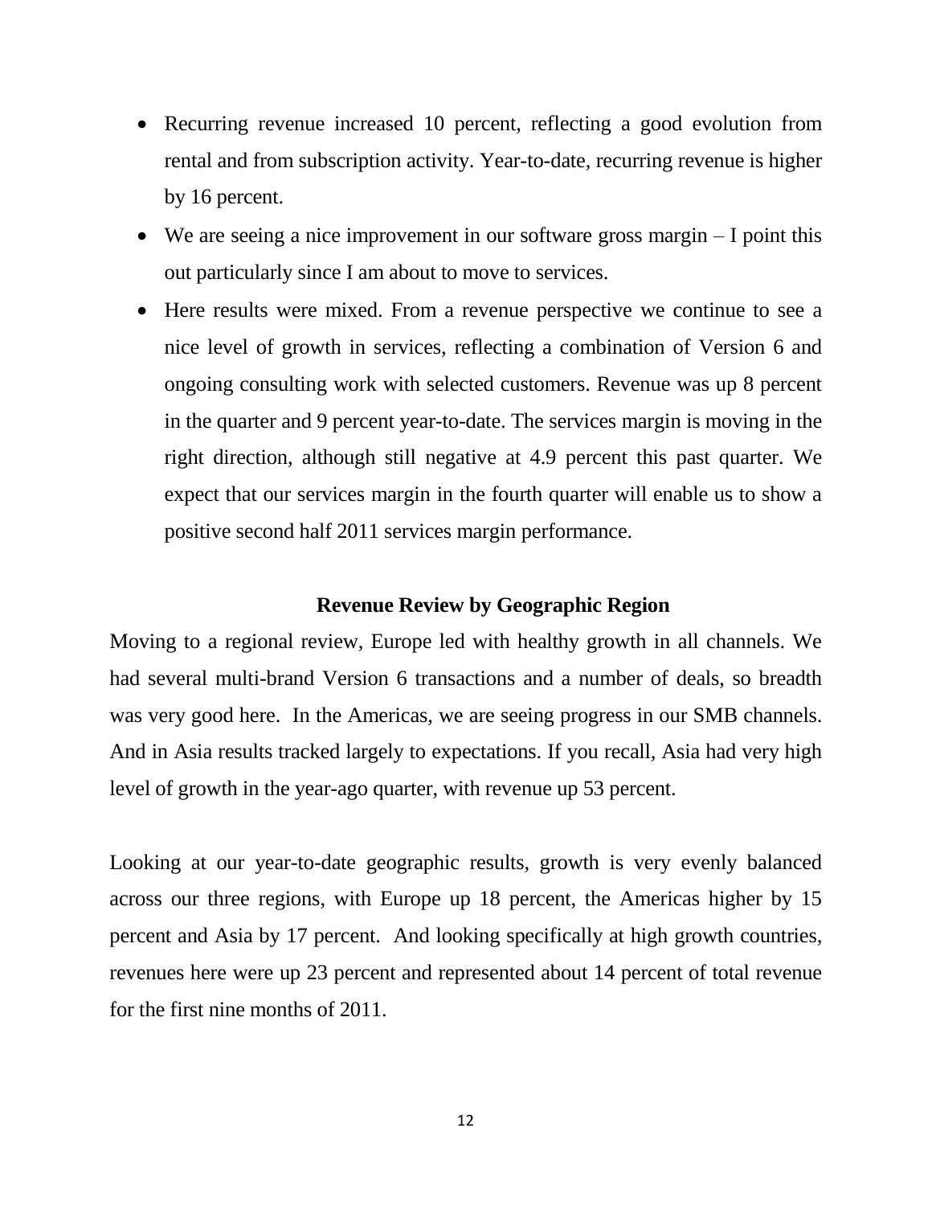- Recurring revenue increased 10 percent, reflecting a good evolution from rental and from subscription activity. Year-to-date, recurring revenue is higher by 16 percent.
- We are seeing a nice improvement in our software gross margin – I point this out particularly since I am about to move to services.
- Here results were mixed. From a revenue perspective we continue to see a nice level of growth in services, reflecting a combination of Version 6 and ongoing consulting work with selected customers. Revenue was up 8 percent in the quarter and 9 percent year-to-date. The services margin is moving in the right direction, although still negative at 4.9 percent this past quarter. We expect that our services margin in the fourth quarter will enable us to show a positive second half 2011 services margin performance.

## Revenue Review by Geographic Region

Moving to a regional review, Europe led with healthy growth in all channels. We had several multi-brand Version 6 transactions and a number of deals, so breadth was very good here. In the Americas, we are seeing progress in our SMB channels. And in Asia results tracked largely to expectations. If you recall, Asia had very high level of growth in the year-ago quarter, with revenue up 53 percent.

Looking at our year-to-date geographic results, growth is very evenly balanced across our three regions, with Europe up 18 percent, the Americas higher by 15 percent and Asia by 17 percent. And looking specifically at high growth countries, revenues here were up 23 percent and represented about 14 percent of total revenue for the first nine months of 2011.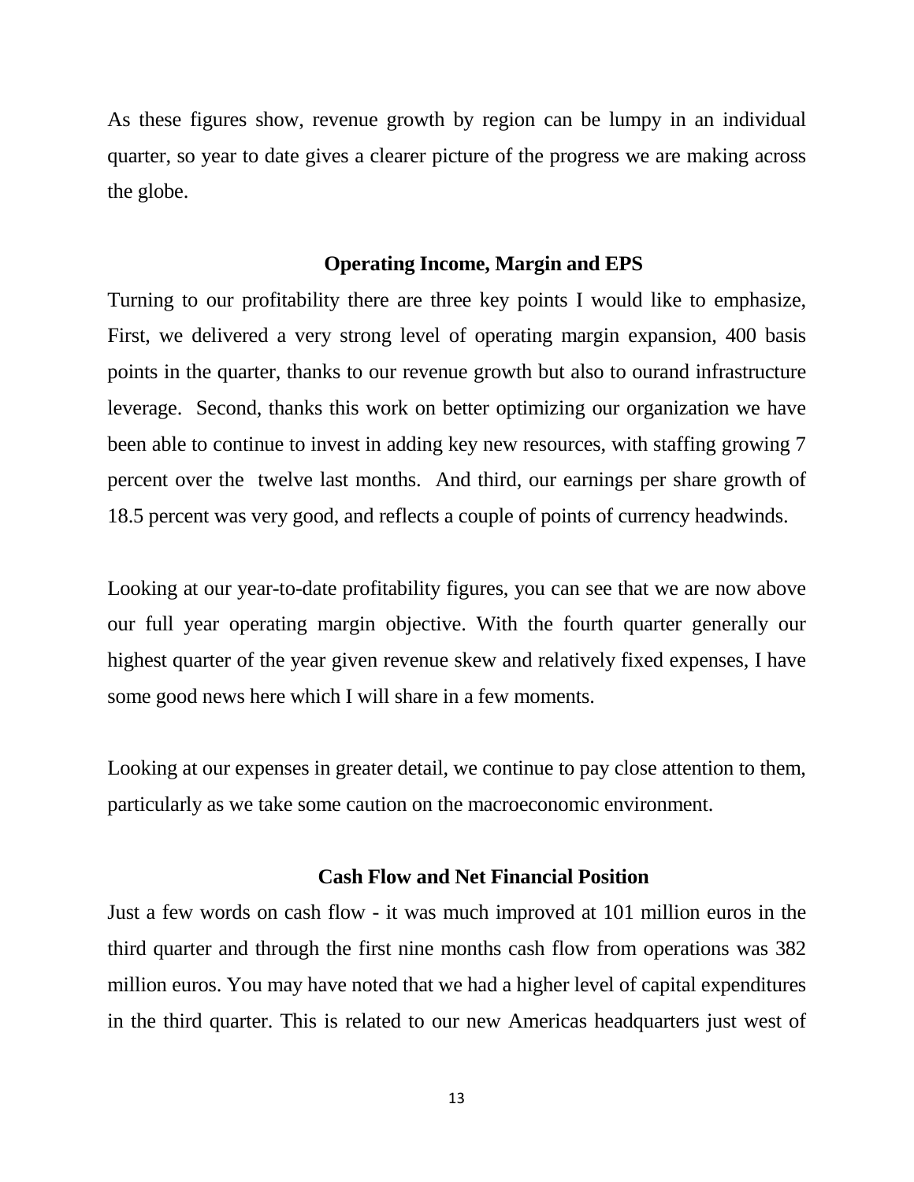As these figures show, revenue growth by region can be lumpy in an individual quarter, so year to date gives a clearer picture of the progress we are making across the globe.

## Operating Income, Margin and EPS

Turning to our profitability there are three key points I would like to emphasize, First, we delivered a very strong level of operating margin expansion, 400 basis points in the quarter, thanks to our revenue growth but also to ourand infrastructure leverage. Second, thanks this work on better optimizing our organization we have been able to continue to invest in adding key new resources, with staffing growing 7 percent over the twelve last months. And third, our earnings per share growth of 18.5 percent was very good, and reflects a couple of points of currency headwinds.

Looking at our year-to-date profitability figures, you can see that we are now above our full year operating margin objective. With the fourth quarter generally our highest quarter of the year given revenue skew and relatively fixed expenses, I have some good news here which I will share in a few moments.

Looking at our expenses in greater detail, we continue to pay close attention to them, particularly as we take some caution on the macroeconomic environment.

## Cash Flow and Net Financial Position

Just a few words on cash flow - it was much improved at 101 million euros in the third quarter and through the first nine months cash flow from operations was 382 million euros. You may have noted that we had a higher level of capital expenditures in the third quarter. This is related to our new Americas headquarters just west of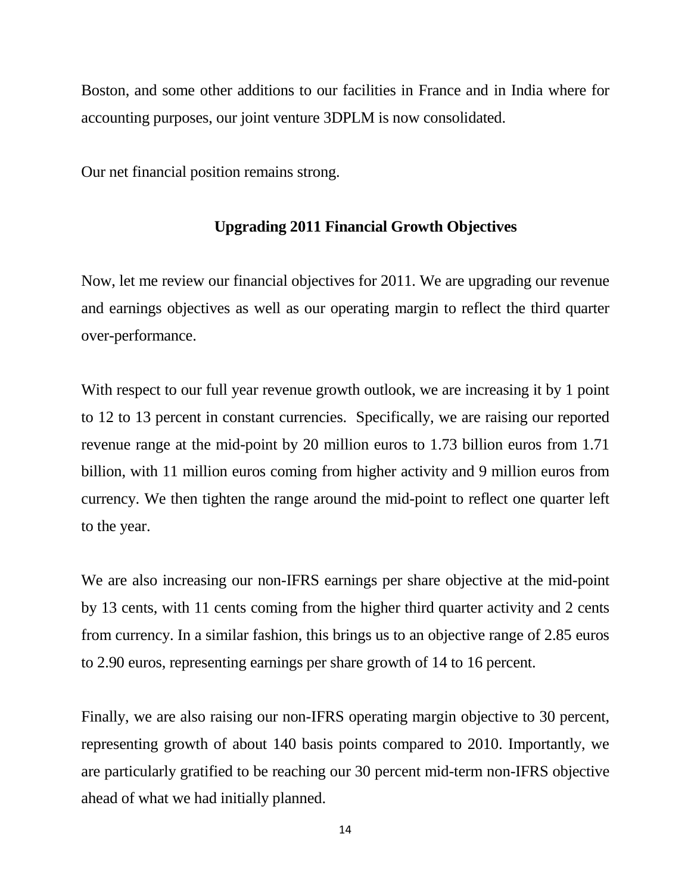Boston, and some other additions to our facilities in France and in India where for accounting purposes, our joint venture 3DPLM is now consolidated.

Our net financial position remains strong.

## Upgrading 2011 Financial Growth Objectives

Now, let me review our financial objectives for 2011. We are upgrading our revenue and earnings objectives as well as our operating margin to reflect the third quarter over-performance.

With respect to our full year revenue growth outlook, we are increasing it by 1 point to 12 to 13 percent in constant currencies. Specifically, we are raising our reported revenue range at the mid-point by 20 million euros to 1.73 billion euros from 1.71 billion, with 11 million euros coming from higher activity and 9 million euros from currency. We then tighten the range around the mid-point to reflect one quarter left to the year.

We are also increasing our non-IFRS earnings per share objective at the mid-point by 13 cents, with 11 cents coming from the higher third quarter activity and 2 cents from currency. In a similar fashion, this brings us to an objective range of 2.85 euros to 2.90 euros, representing earnings per share growth of 14 to 16 percent.

Finally, we are also raising our non-IFRS operating margin objective to 30 percent, representing growth of about 140 basis points compared to 2010. Importantly, we are particularly gratified to be reaching our 30 percent mid-term non-IFRS objective ahead of what we had initially planned.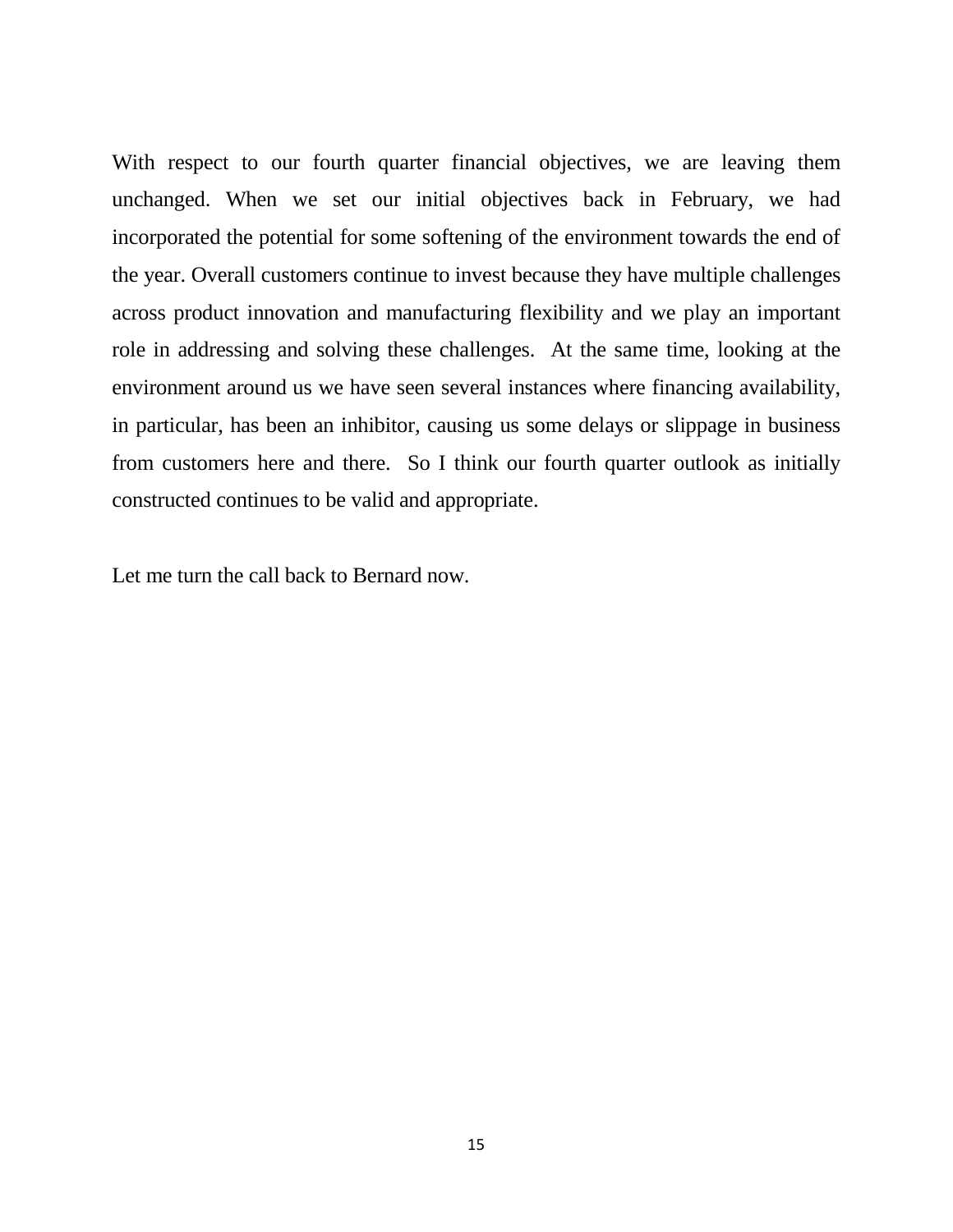With respect to our fourth quarter financial objectives, we are leaving them unchanged. When we set our initial objectives back in February, we had incorporated the potential for some softening of the environment towards the end of the year. Overall customers continue to invest because they have multiple challenges across product innovation and manufacturing flexibility and we play an important role in addressing and solving these challenges. At the same time, looking at the environment around us we have seen several instances where financing availability, in particular, has been an inhibitor, causing us some delays or slippage in business from customers here and there. So I think our fourth quarter outlook as initially constructed continues to be valid and appropriate.

Let me turn the call back to Bernard now.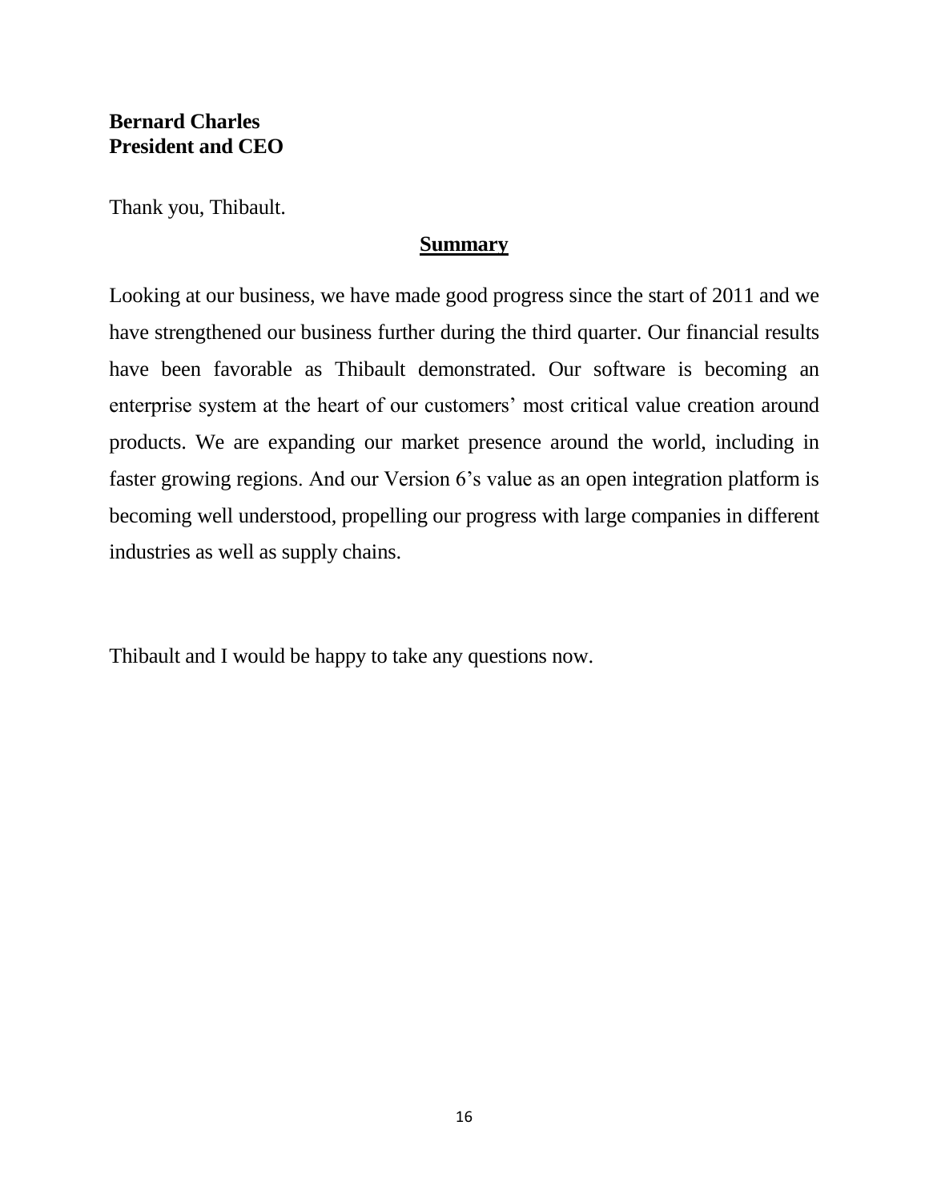**Bernard Charles**
**President and CEO**

Thank you, Thibault.

## Summary

Looking at our business, we have made good progress since the start of 2011 and we have strengthened our business further during the third quarter. Our financial results have been favorable as Thibault demonstrated. Our software is becoming an enterprise system at the heart of our customers' most critical value creation around products. We are expanding our market presence around the world, including in faster growing regions. And our Version 6's value as an open integration platform is becoming well understood, propelling our progress with large companies in different industries as well as supply chains.

Thibault and I would be happy to take any questions now.